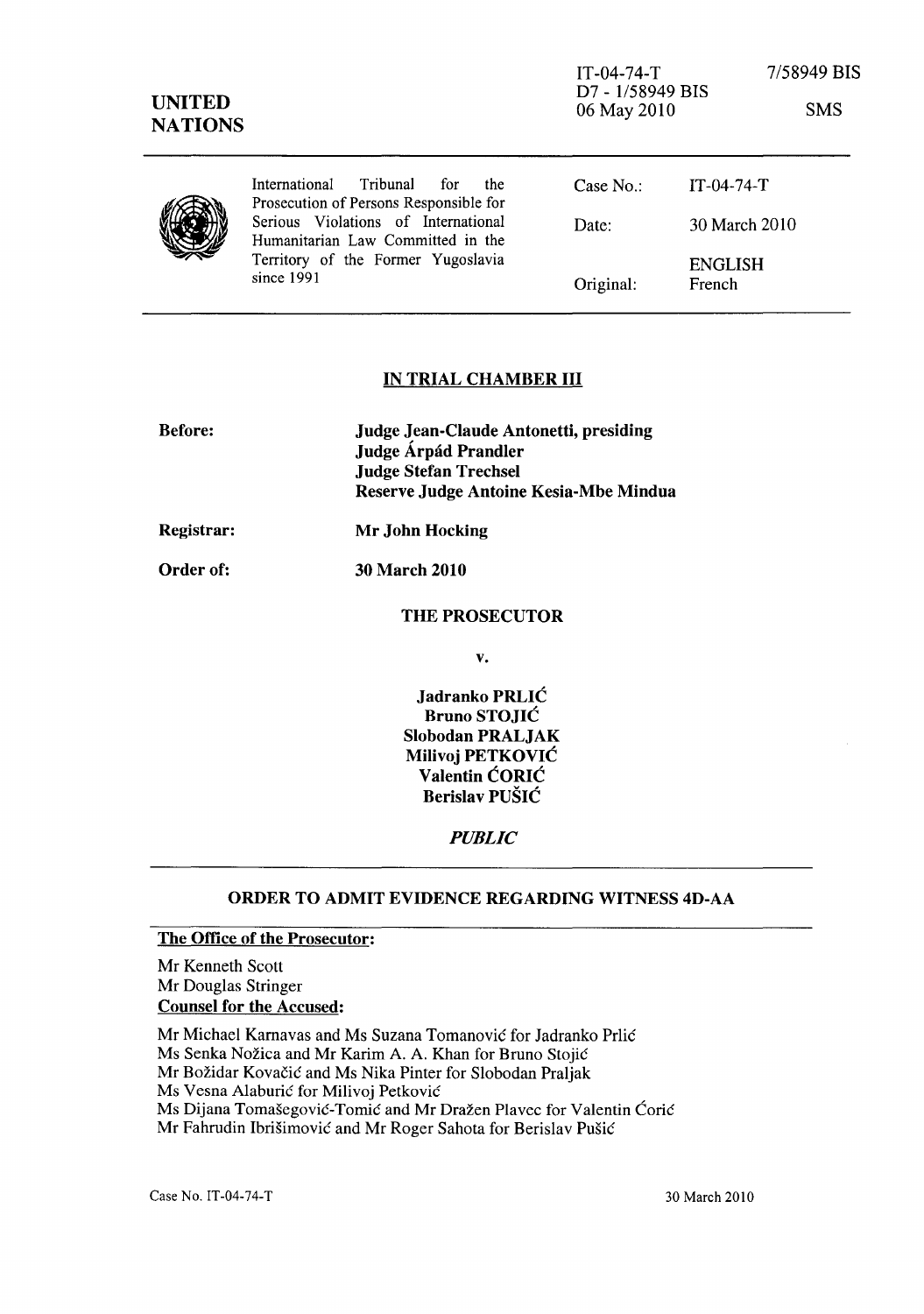IT-04-74-T 7/58949 BIS
D7 - 1/58949 BIS
06 May 2010 SMS

**UNITED NATIONS**

| International Tribunal for the Prosecution of Persons Responsible for Serious Violations of International Humanitarian Law Committed in the Territory of the Former Yugoslavia since 1991 | Case No.: | IT-04-74-T |
|---|---|---|
| | Date: | 30 March 2010 |
| | | ENGLISH |
| | Original: | French |

## IN TRIAL CHAMBER III

**Before:** **Judge Jean-Claude Antonetti, presiding**
**Judge Árpád Prandler**
**Judge Stefan Trechsel**
**Reserve Judge Antoine Kesia-Mbe Mindua**

**Registrar:** **Mr John Hocking**

**Order of:** **30 March 2010**

**THE PROSECUTOR**

**v.**

**Jadranko PRLIĆ**
**Bruno STOJIĆ**
**Slobodan PRALJAK**
**Milivoj PETKOVIĆ**
**Valentin ĆORIĆ**
**Berislav PUŠIĆ**

***PUBLIC***

## ORDER TO ADMIT EVIDENCE REGARDING WITNESS 4D-AA

**The Office of the Prosecutor:**

Mr Kenneth Scott
Mr Douglas Stringer

**Counsel for the Accused:**

Mr Michael Karnavas and Ms Suzana Tomanović for Jadranko Prlić
Ms Senka Nožica and Mr Karim A. A. Khan for Bruno Stojić
Mr Božidar Kovačić and Ms Nika Pinter for Slobodan Praljak
Ms Vesna Alaburić for Milivoj Petković
Ms Dijana Tomašegović-Tomić and Mr Dražen Plavec for Valentin Ćorić
Mr Fahrudin Ibrišimović and Mr Roger Sahota for Berislav Pušić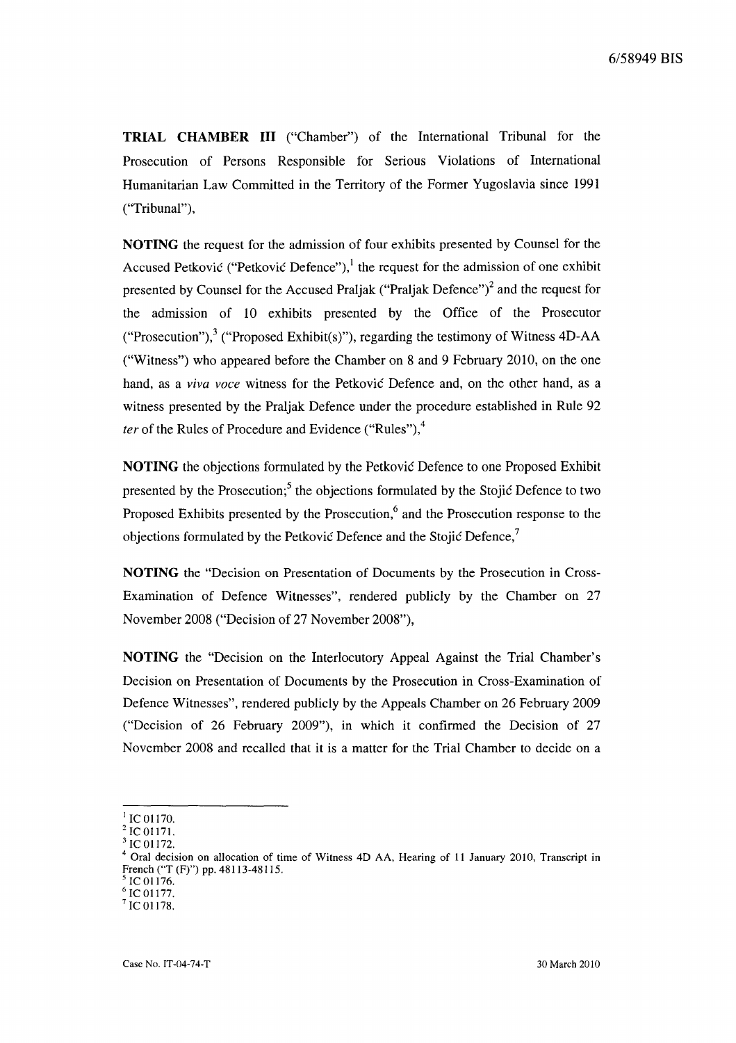**TRIAL CHAMBER III** ("Chamber") of the International Tribunal for the Prosecution of Persons Responsible for Serious Violations of International Humanitarian Law Committed in the Territory of the Former Yugoslavia since 1991 ("Tribunal"),

**NOTING** the request for the admission of four exhibits presented by Counsel for the Accused Petković ("Petković Defence"),[1] the request for the admission of one exhibit presented by Counsel for the Accused Praljak ("Praljak Defence")[2] and the request for the admission of 10 exhibits presented by the Office of the Prosecutor ("Prosecution"),[3] ("Proposed Exhibit(s)"), regarding the testimony of Witness 4D-AA ("Witness") who appeared before the Chamber on 8 and 9 February 2010, on the one hand, as a *viva voce* witness for the Petković Defence and, on the other hand, as a witness presented by the Praljak Defence under the procedure established in Rule 92 *ter* of the Rules of Procedure and Evidence ("Rules"),[4]

**NOTING** the objections formulated by the Petković Defence to one Proposed Exhibit presented by the Prosecution;[5] the objections formulated by the Stojić Defence to two Proposed Exhibits presented by the Prosecution,[6] and the Prosecution response to the objections formulated by the Petković Defence and the Stojić Defence,[7]

**NOTING** the "Decision on Presentation of Documents by the Prosecution in Cross-Examination of Defence Witnesses", rendered publicly by the Chamber on 27 November 2008 ("Decision of 27 November 2008"),

**NOTING** the "Decision on the Interlocutory Appeal Against the Trial Chamber's Decision on Presentation of Documents by the Prosecution in Cross-Examination of Defence Witnesses", rendered publicly by the Appeals Chamber on 26 February 2009 ("Decision of 26 February 2009"), in which it confirmed the Decision of 27 November 2008 and recalled that it is a matter for the Trial Chamber to decide on a

---

[1] IC 01170.
[2] IC 01171.
[3] IC 01172.
[4] Oral decision on allocation of time of Witness 4D AA, Hearing of 11 January 2010, Transcript in French ("T (F)") pp. 48113-48115.
[5] IC 01176.
[6] IC 01177.
[7] IC 01178.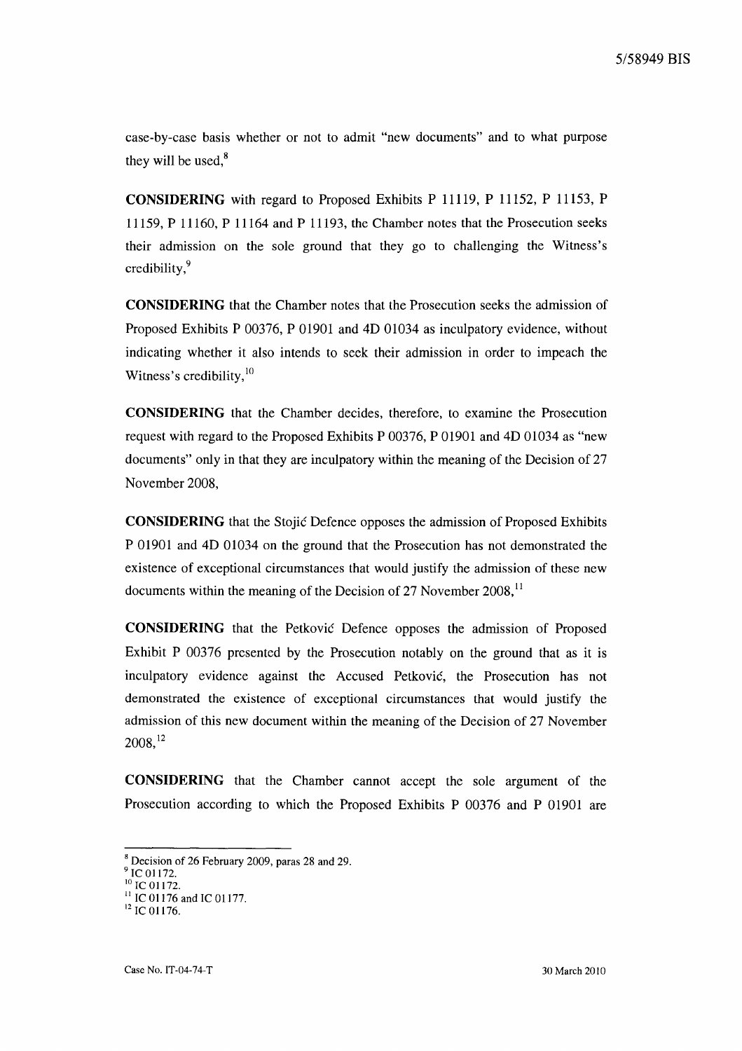case-by-case basis whether or not to admit "new documents" and to what purpose they will be used,[8]

**CONSIDERING** with regard to Proposed Exhibits P 11119, P 11152, P 11153, P 11159, P 11160, P 11164 and P 11193, the Chamber notes that the Prosecution seeks their admission on the sole ground that they go to challenging the Witness's credibility,[9]

**CONSIDERING** that the Chamber notes that the Prosecution seeks the admission of Proposed Exhibits P 00376, P 01901 and 4D 01034 as inculpatory evidence, without indicating whether it also intends to seek their admission in order to impeach the Witness's credibility,[10]

**CONSIDERING** that the Chamber decides, therefore, to examine the Prosecution request with regard to the Proposed Exhibits P 00376, P 01901 and 4D 01034 as "new documents" only in that they are inculpatory within the meaning of the Decision of 27 November 2008,

**CONSIDERING** that the Stojić Defence opposes the admission of Proposed Exhibits P 01901 and 4D 01034 on the ground that the Prosecution has not demonstrated the existence of exceptional circumstances that would justify the admission of these new documents within the meaning of the Decision of 27 November 2008,[11]

**CONSIDERING** that the Petković Defence opposes the admission of Proposed Exhibit P 00376 presented by the Prosecution notably on the ground that as it is inculpatory evidence against the Accused Petković, the Prosecution has not demonstrated the existence of exceptional circumstances that would justify the admission of this new document within the meaning of the Decision of 27 November 2008,[12]

**CONSIDERING** that the Chamber cannot accept the sole argument of the Prosecution according to which the Proposed Exhibits P 00376 and P 01901 are

---

[8] Decision of 26 February 2009, paras 28 and 29.
[9] IC 01172.
[10] IC 01172.
[11] IC 01176 and IC 01177.
[12] IC 01176.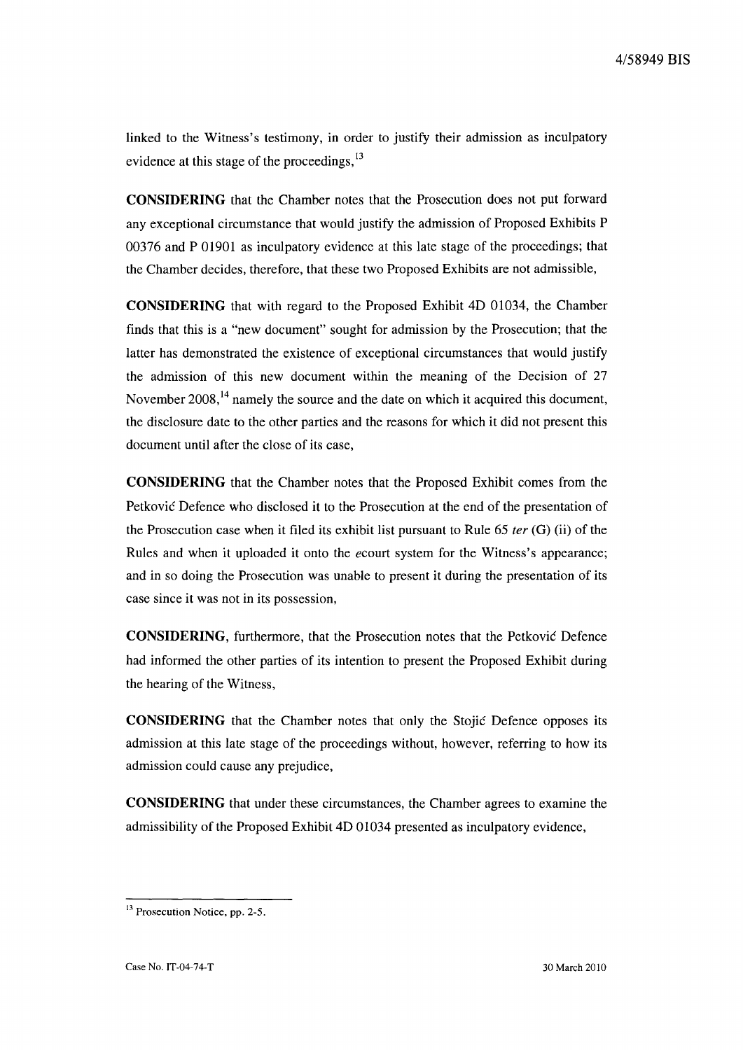linked to the Witness's testimony, in order to justify their admission as inculpatory evidence at this stage of the proceedings,[13]

**CONSIDERING** that the Chamber notes that the Prosecution does not put forward any exceptional circumstance that would justify the admission of Proposed Exhibits P 00376 and P 01901 as inculpatory evidence at this late stage of the proceedings; that the Chamber decides, therefore, that these two Proposed Exhibits are not admissible,

**CONSIDERING** that with regard to the Proposed Exhibit 4D 01034, the Chamber finds that this is a "new document" sought for admission by the Prosecution; that the latter has demonstrated the existence of exceptional circumstances that would justify the admission of this new document within the meaning of the Decision of 27 November 2008,[14] namely the source and the date on which it acquired this document, the disclosure date to the other parties and the reasons for which it did not present this document until after the close of its case,

**CONSIDERING** that the Chamber notes that the Proposed Exhibit comes from the Petković Defence who disclosed it to the Prosecution at the end of the presentation of the Prosecution case when it filed its exhibit list pursuant to Rule 65 *ter* (G) (ii) of the Rules and when it uploaded it onto the *e*court system for the Witness's appearance; and in so doing the Prosecution was unable to present it during the presentation of its case since it was not in its possession,

**CONSIDERING**, furthermore, that the Prosecution notes that the Petković Defence had informed the other parties of its intention to present the Proposed Exhibit during the hearing of the Witness,

**CONSIDERING** that the Chamber notes that only the Stojić Defence opposes its admission at this late stage of the proceedings without, however, referring to how its admission could cause any prejudice,

**CONSIDERING** that under these circumstances, the Chamber agrees to examine the admissibility of the Proposed Exhibit 4D 01034 presented as inculpatory evidence,

---

[13] Prosecution Notice, pp. 2-5.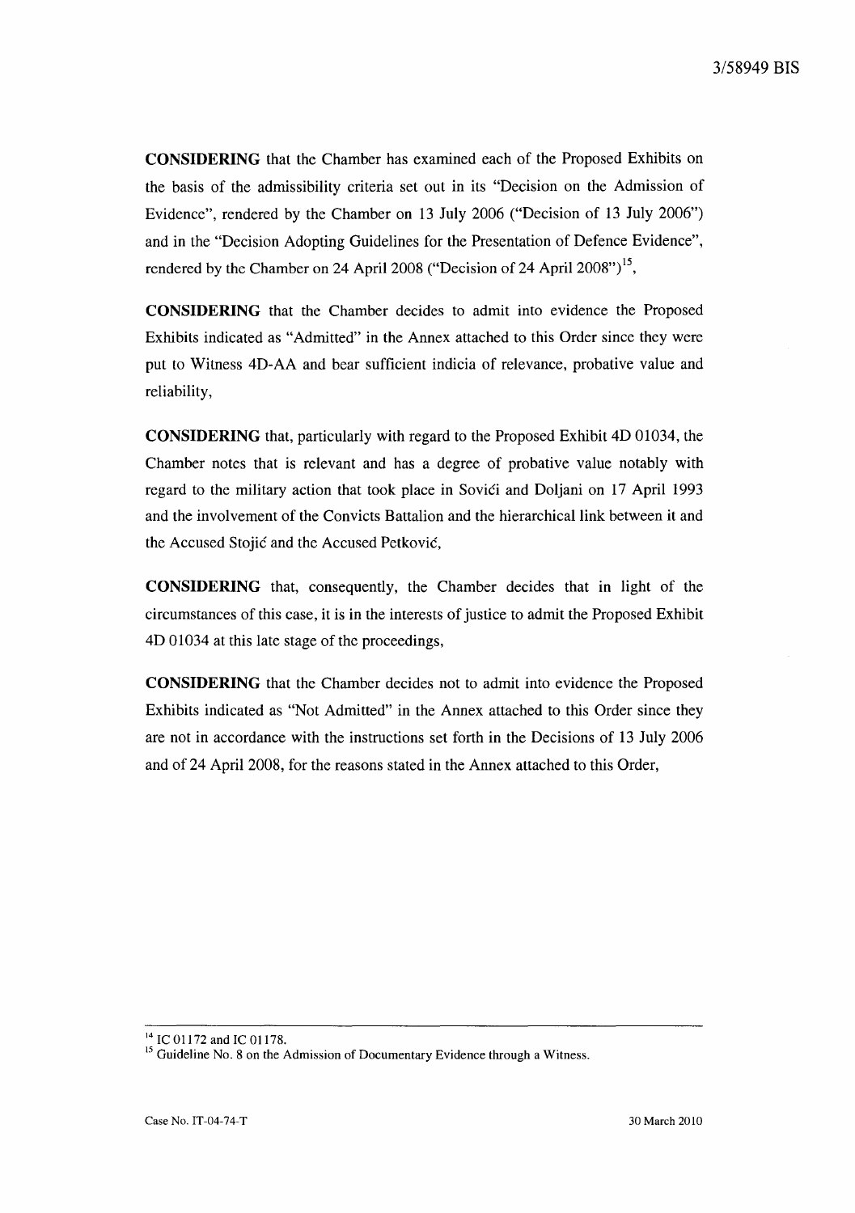**CONSIDERING** that the Chamber has examined each of the Proposed Exhibits on the basis of the admissibility criteria set out in its "Decision on the Admission of Evidence", rendered by the Chamber on 13 July 2006 ("Decision of 13 July 2006") and in the "Decision Adopting Guidelines for the Presentation of Defence Evidence", rendered by the Chamber on 24 April 2008 ("Decision of 24 April 2008")[15],

**CONSIDERING** that the Chamber decides to admit into evidence the Proposed Exhibits indicated as "Admitted" in the Annex attached to this Order since they were put to Witness 4D-AA and bear sufficient indicia of relevance, probative value and reliability,

**CONSIDERING** that, particularly with regard to the Proposed Exhibit 4D 01034, the Chamber notes that is relevant and has a degree of probative value notably with regard to the military action that took place in Sovići and Doljani on 17 April 1993 and the involvement of the Convicts Battalion and the hierarchical link between it and the Accused Stojić and the Accused Petković,

**CONSIDERING** that, consequently, the Chamber decides that in light of the circumstances of this case, it is in the interests of justice to admit the Proposed Exhibit 4D 01034 at this late stage of the proceedings,

**CONSIDERING** that the Chamber decides not to admit into evidence the Proposed Exhibits indicated as "Not Admitted" in the Annex attached to this Order since they are not in accordance with the instructions set forth in the Decisions of 13 July 2006 and of 24 April 2008, for the reasons stated in the Annex attached to this Order,

---

[14] IC 01172 and IC 01178.

[15] Guideline No. 8 on the Admission of Documentary Evidence through a Witness.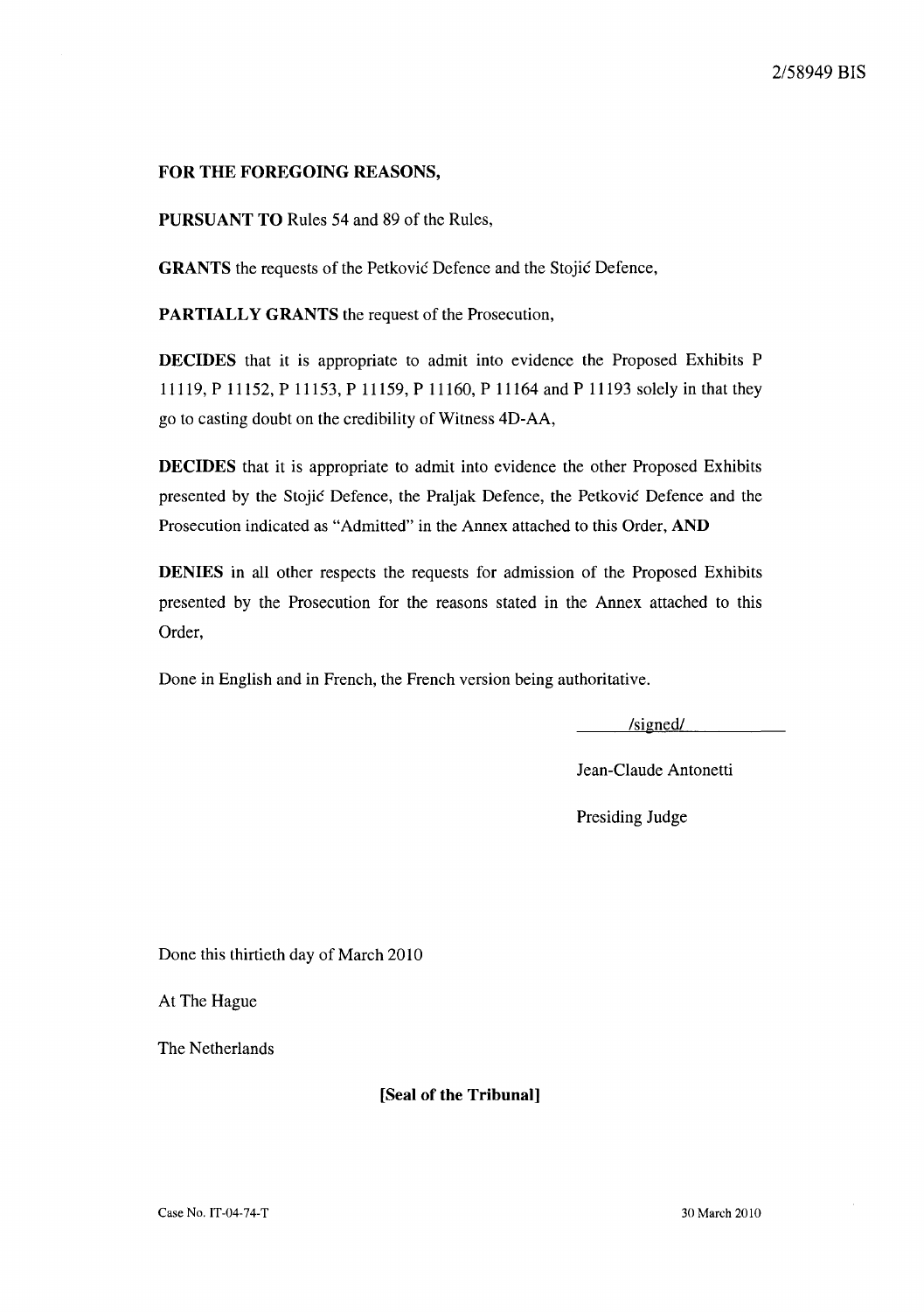**FOR THE FOREGOING REASONS,**

**PURSUANT TO** Rules 54 and 89 of the Rules,

**GRANTS** the requests of the Petković Defence and the Stojić Defence,

**PARTIALLY GRANTS** the request of the Prosecution,

**DECIDES** that it is appropriate to admit into evidence the Proposed Exhibits P 11119, P 11152, P 11153, P 11159, P 11160, P 11164 and P 11193 solely in that they go to casting doubt on the credibility of Witness 4D-AA,

**DECIDES** that it is appropriate to admit into evidence the other Proposed Exhibits presented by the Stojić Defence, the Praljak Defence, the Petković Defence and the Prosecution indicated as "Admitted" in the Annex attached to this Order, **AND**

**DENIES** in all other respects the requests for admission of the Proposed Exhibits presented by the Prosecution for the reasons stated in the Annex attached to this Order,

Done in English and in French, the French version being authoritative.

/signed/

Jean-Claude Antonetti

Presiding Judge

Done this thirtieth day of March 2010

At The Hague

The Netherlands

**[Seal of the Tribunal]**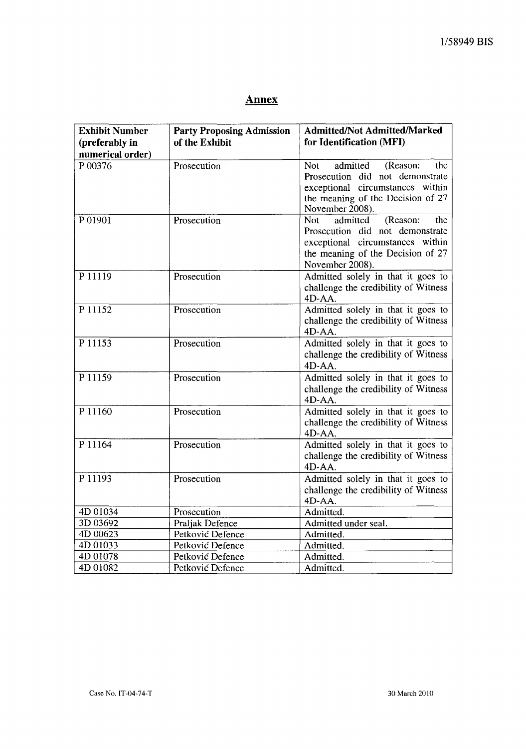## Annex

| Exhibit Number (preferably in numerical order) | Party Proposing Admission of the Exhibit | Admitted/Not Admitted/Marked for Identification (MFI) |
|---|---|---|
| P 00376 | Prosecution | Not admitted (Reason: the Prosecution did not demonstrate exceptional circumstances within the meaning of the Decision of 27 November 2008). |
| P 01901 | Prosecution | Not admitted (Reason: the Prosecution did not demonstrate exceptional circumstances within the meaning of the Decision of 27 November 2008). |
| P 11119 | Prosecution | Admitted solely in that it goes to challenge the credibility of Witness 4D-AA. |
| P 11152 | Prosecution | Admitted solely in that it goes to challenge the credibility of Witness 4D-AA. |
| P 11153 | Prosecution | Admitted solely in that it goes to challenge the credibility of Witness 4D-AA. |
| P 11159 | Prosecution | Admitted solely in that it goes to challenge the credibility of Witness 4D-AA. |
| P 11160 | Prosecution | Admitted solely in that it goes to challenge the credibility of Witness 4D-AA. |
| P 11164 | Prosecution | Admitted solely in that it goes to challenge the credibility of Witness 4D-AA. |
| P 11193 | Prosecution | Admitted solely in that it goes to challenge the credibility of Witness 4D-AA. |
| 4D 01034 | Prosecution | Admitted. |
| 3D 03692 | Praljak Defence | Admitted under seal. |
| 4D 00623 | Petković Defence | Admitted. |
| 4D 01033 | Petković Defence | Admitted. |
| 4D 01078 | Petković Defence | Admitted. |
| 4D 01082 | Petković Defence | Admitted. |